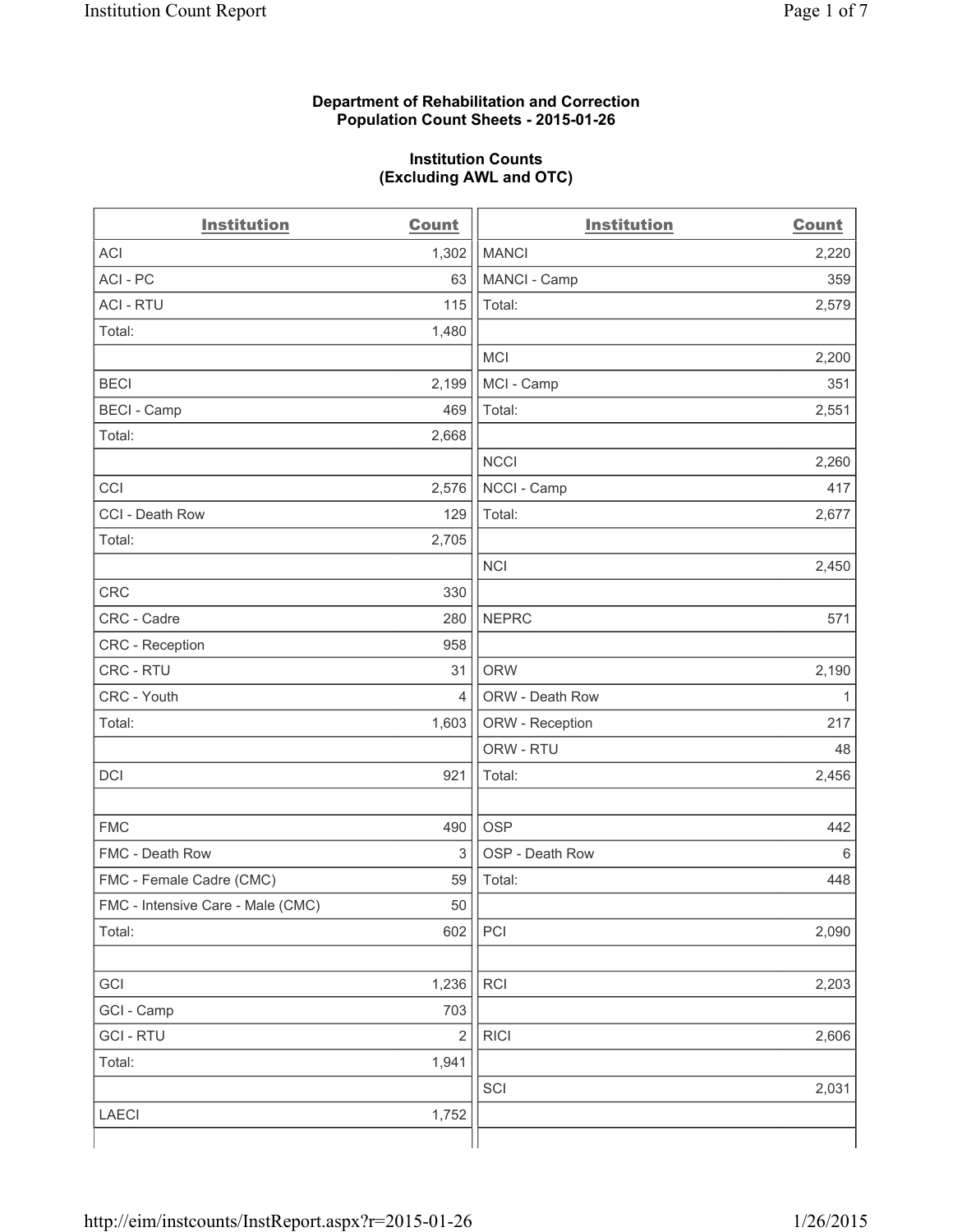**Department of Rehabilitation and Correction**
**Population Count Sheets - 2015-01-26**

**Institution Counts**
**(Excluding AWL and OTC)**

| Institution | Count | Institution | Count |
|---|---|---|---|
| ACI | 1,302 | MANCI | 2,220 |
| ACI - PC | 63 | MANCI - Camp | 359 |
| ACI - RTU | 115 | Total: | 2,579 |
| Total: | 1,480 | | |
| | | MCI | 2,200 |
| BECI | 2,199 | MCI - Camp | 351 |
| BECI - Camp | 469 | Total: | 2,551 |
| Total: | 2,668 | | |
| | | NCCI | 2,260 |
| CCI | 2,576 | NCCI - Camp | 417 |
| CCI - Death Row | 129 | Total: | 2,677 |
| Total: | 2,705 | | |
| | | NCI | 2,450 |
| CRC | 330 | | |
| CRC - Cadre | 280 | NEPRC | 571 |
| CRC - Reception | 958 | | |
| CRC - RTU | 31 | ORW | 2,190 |
| CRC - Youth | 4 | ORW - Death Row | 1 |
| Total: | 1,603 | ORW - Reception | 217 |
| | | ORW - RTU | 48 |
| DCI | 921 | Total: | 2,456 |
| | | | |
| FMC | 490 | OSP | 442 |
| FMC - Death Row | 3 | OSP - Death Row | 6 |
| FMC - Female Cadre (CMC) | 59 | Total: | 448 |
| FMC - Intensive Care - Male (CMC) | 50 | | |
| Total: | 602 | PCI | 2,090 |
| | | | |
| GCI | 1,236 | RCI | 2,203 |
| GCI - Camp | 703 | | |
| GCI - RTU | 2 | RICI | 2,606 |
| Total: | 1,941 | | |
| | | SCI | 2,031 |
| LAECI | 1,752 | | |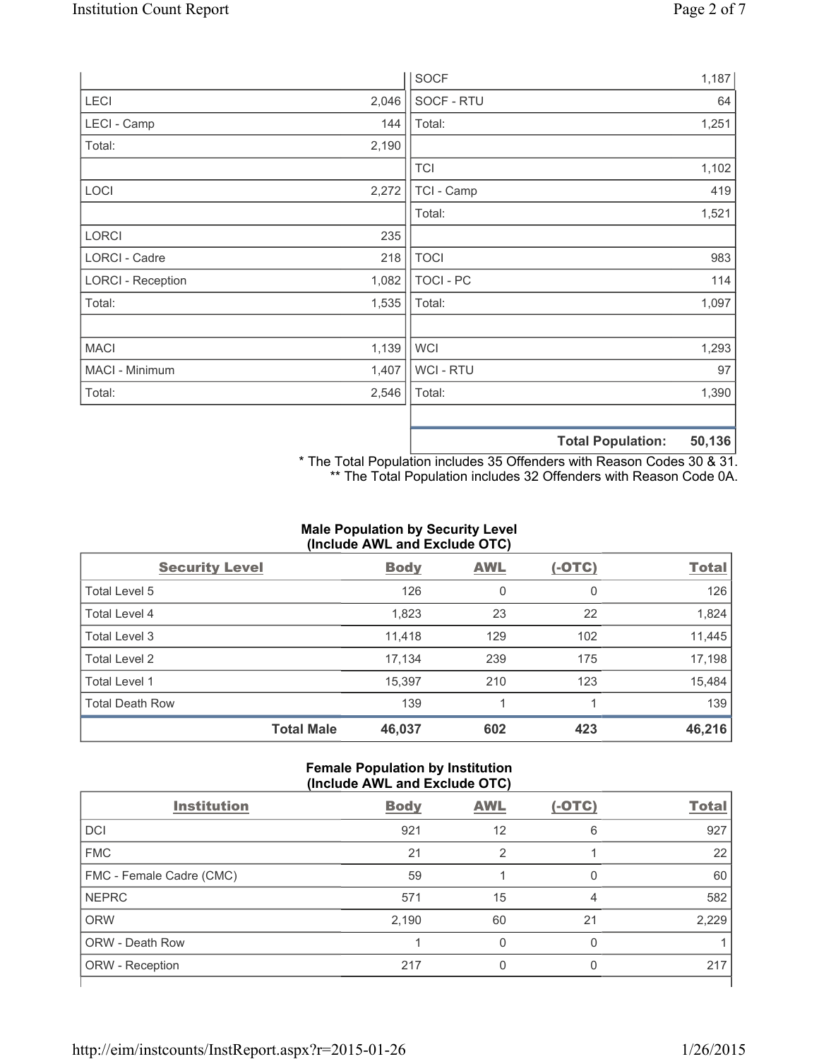| | |
|---|---|
| LECI | 2,046 |
| LECI - Camp | 144 |
| Total: | 2,190 |
| | |
| LOCI | 2,272 |
| | |
| LORCI | 235 |
| LORCI - Cadre | 218 |
| LORCI - Reception | 1,082 |
| Total: | 1,535 |
| | |
| MACI | 1,139 |
| MACI - Minimum | 1,407 |
| Total: | 2,546 |

| | |
|---|---|
| SOCF | 1,187 |
| SOCF - RTU | 64 |
| Total: | 1,251 |
| | |
| TCI | 1,102 |
| TCI - Camp | 419 |
| Total: | 1,521 |
| | |
| TOCI | 983 |
| TOCI - PC | 114 |
| Total: | 1,097 |
| | |
| WCI | 1,293 |
| WCI - RTU | 97 |
| Total: | 1,390 |
| | |
| **Total Population:** | **50,136** |

* The Total Population includes 35 Offenders with Reason Codes 30 & 31.
** The Total Population includes 32 Offenders with Reason Code 0A.

**Male Population by Security Level (Include AWL and Exclude OTC)**

| Security Level | Body | AWL | (-OTC) | Total |
|---|---|---|---|---|
| Total Level 5 | 126 | 0 | 0 | 126 |
| Total Level 4 | 1,823 | 23 | 22 | 1,824 |
| Total Level 3 | 11,418 | 129 | 102 | 11,445 |
| Total Level 2 | 17,134 | 239 | 175 | 17,198 |
| Total Level 1 | 15,397 | 210 | 123 | 15,484 |
| Total Death Row | 139 | 1 | 1 | 139 |
| **Total Male** | **46,037** | **602** | **423** | **46,216** |

**Female Population by Institution (Include AWL and Exclude OTC)**

| Institution | Body | AWL | (-OTC) | Total |
|---|---|---|---|---|
| DCI | 921 | 12 | 6 | 927 |
| FMC | 21 | 2 | 1 | 22 |
| FMC - Female Cadre (CMC) | 59 | 1 | 0 | 60 |
| NEPRC | 571 | 15 | 4 | 582 |
| ORW | 2,190 | 60 | 21 | 2,229 |
| ORW - Death Row | 1 | 0 | 0 | 1 |
| ORW - Reception | 217 | 0 | 0 | 217 |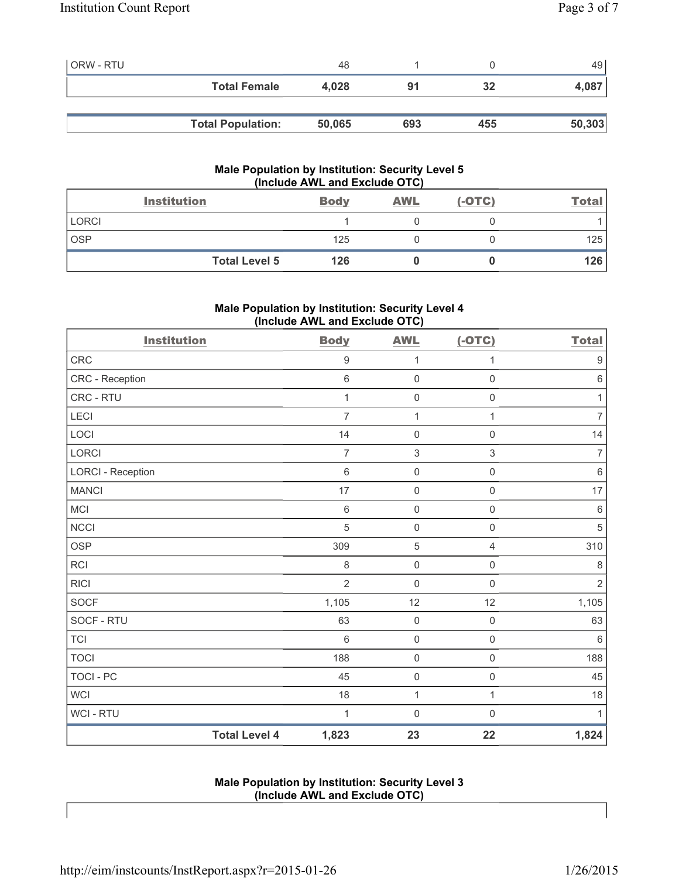| | Body | AWL | (-OTC) | Total |
|---|---|---|---|---|
| ORW - RTU | 48 | 1 | 0 | 49 |
| **Total Female** | **4,028** | **91** | **32** | **4,087** |

| | Body | AWL | (-OTC) | Total |
|---|---|---|---|---|
| **Total Population:** | **50,065** | **693** | **455** | **50,303** |

### Male Population by Institution: Security Level 5 (Include AWL and Exclude OTC)

| Institution | Body | AWL | (-OTC) | Total |
|---|---|---|---|---|
| LORCI | 1 | 0 | 0 | 1 |
| OSP | 125 | 0 | 0 | 125 |
| **Total Level 5** | **126** | **0** | **0** | **126** |

### Male Population by Institution: Security Level 4 (Include AWL and Exclude OTC)

| Institution | Body | AWL | (-OTC) | Total |
|---|---|---|---|---|
| CRC | 9 | 1 | 1 | 9 |
| CRC - Reception | 6 | 0 | 0 | 6 |
| CRC - RTU | 1 | 0 | 0 | 1 |
| LECI | 7 | 1 | 1 | 7 |
| LOCI | 14 | 0 | 0 | 14 |
| LORCI | 7 | 3 | 3 | 7 |
| LORCI - Reception | 6 | 0 | 0 | 6 |
| MANCI | 17 | 0 | 0 | 17 |
| MCI | 6 | 0 | 0 | 6 |
| NCCI | 5 | 0 | 0 | 5 |
| OSP | 309 | 5 | 4 | 310 |
| RCI | 8 | 0 | 0 | 8 |
| RICI | 2 | 0 | 0 | 2 |
| SOCF | 1,105 | 12 | 12 | 1,105 |
| SOCF - RTU | 63 | 0 | 0 | 63 |
| TCI | 6 | 0 | 0 | 6 |
| TOCI | 188 | 0 | 0 | 188 |
| TOCI - PC | 45 | 0 | 0 | 45 |
| WCI | 18 | 1 | 1 | 18 |
| WCI - RTU | 1 | 0 | 0 | 1 |
| **Total Level 4** | **1,823** | **23** | **22** | **1,824** |

### Male Population by Institution: Security Level 3 (Include AWL and Exclude OTC)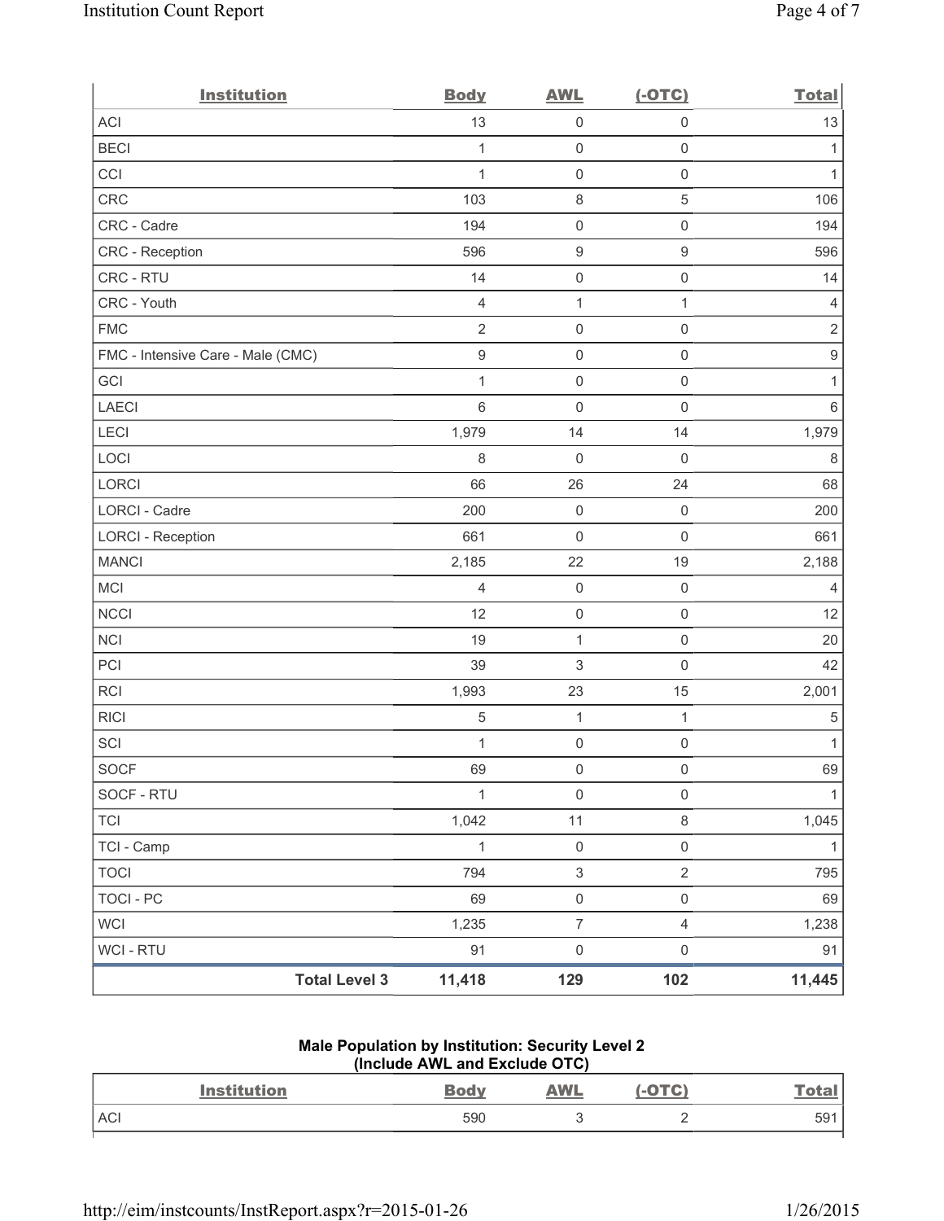| Institution | Body | AWL | (-OTC) | Total |
|---|---|---|---|---|
| ACI | 13 | 0 | 0 | 13 |
| BECI | 1 | 0 | 0 | 1 |
| CCI | 1 | 0 | 0 | 1 |
| CRC | 103 | 8 | 5 | 106 |
| CRC - Cadre | 194 | 0 | 0 | 194 |
| CRC - Reception | 596 | 9 | 9 | 596 |
| CRC - RTU | 14 | 0 | 0 | 14 |
| CRC - Youth | 4 | 1 | 1 | 4 |
| FMC | 2 | 0 | 0 | 2 |
| FMC - Intensive Care - Male (CMC) | 9 | 0 | 0 | 9 |
| GCI | 1 | 0 | 0 | 1 |
| LAECI | 6 | 0 | 0 | 6 |
| LECI | 1,979 | 14 | 14 | 1,979 |
| LOCI | 8 | 0 | 0 | 8 |
| LORCI | 66 | 26 | 24 | 68 |
| LORCI - Cadre | 200 | 0 | 0 | 200 |
| LORCI - Reception | 661 | 0 | 0 | 661 |
| MANCI | 2,185 | 22 | 19 | 2,188 |
| MCI | 4 | 0 | 0 | 4 |
| NCCI | 12 | 0 | 0 | 12 |
| NCI | 19 | 1 | 0 | 20 |
| PCI | 39 | 3 | 0 | 42 |
| RCI | 1,993 | 23 | 15 | 2,001 |
| RICI | 5 | 1 | 1 | 5 |
| SCI | 1 | 0 | 0 | 1 |
| SOCF | 69 | 0 | 0 | 69 |
| SOCF - RTU | 1 | 0 | 0 | 1 |
| TCI | 1,042 | 11 | 8 | 1,045 |
| TCI - Camp | 1 | 0 | 0 | 1 |
| TOCI | 794 | 3 | 2 | 795 |
| TOCI - PC | 69 | 0 | 0 | 69 |
| WCI | 1,235 | 7 | 4 | 1,238 |
| WCI - RTU | 91 | 0 | 0 | 91 |
| **Total Level 3** | **11,418** | **129** | **102** | **11,445** |

**Male Population by Institution: Security Level 2**
**(Include AWL and Exclude OTC)**

| Institution | Body | AWL | (-OTC) | Total |
|---|---|---|---|---|
| ACI | 590 | 3 | 2 | 591 |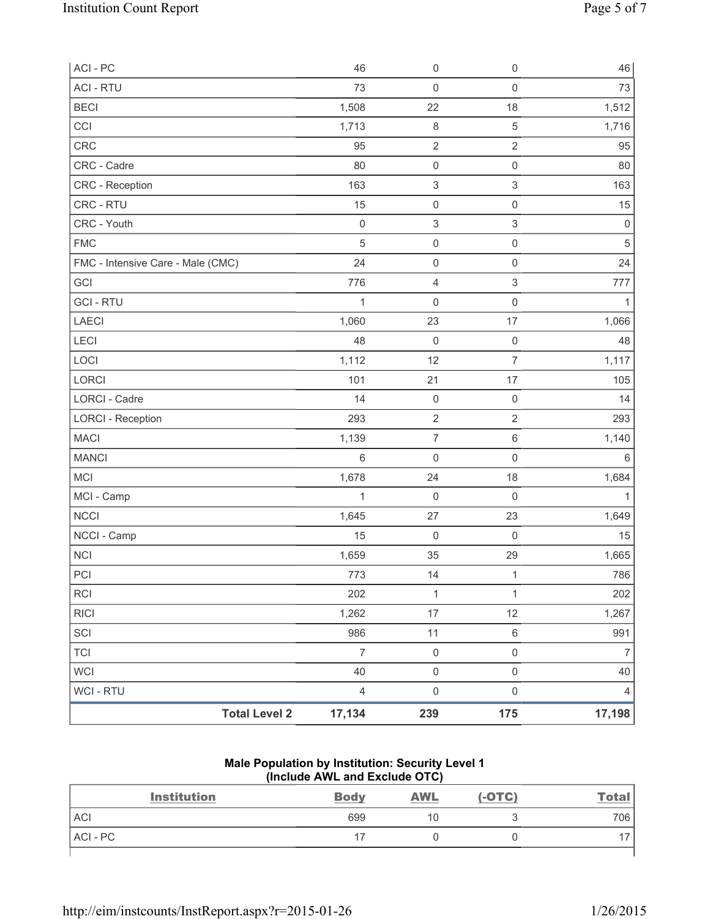| | | | | |
|---|---|---|---|---|
| ACI - PC | 46 | 0 | 0 | 46 |
| ACI - RTU | 73 | 0 | 0 | 73 |
| BECI | 1,508 | 22 | 18 | 1,512 |
| CCI | 1,713 | 8 | 5 | 1,716 |
| CRC | 95 | 2 | 2 | 95 |
| CRC - Cadre | 80 | 0 | 0 | 80 |
| CRC - Reception | 163 | 3 | 3 | 163 |
| CRC - RTU | 15 | 0 | 0 | 15 |
| CRC - Youth | 0 | 3 | 3 | 0 |
| FMC | 5 | 0 | 0 | 5 |
| FMC - Intensive Care - Male (CMC) | 24 | 0 | 0 | 24 |
| GCI | 776 | 4 | 3 | 777 |
| GCI - RTU | 1 | 0 | 0 | 1 |
| LAECI | 1,060 | 23 | 17 | 1,066 |
| LECI | 48 | 0 | 0 | 48 |
| LOCI | 1,112 | 12 | 7 | 1,117 |
| LORCI | 101 | 21 | 17 | 105 |
| LORCI - Cadre | 14 | 0 | 0 | 14 |
| LORCI - Reception | 293 | 2 | 2 | 293 |
| MACI | 1,139 | 7 | 6 | 1,140 |
| MANCI | 6 | 0 | 0 | 6 |
| MCI | 1,678 | 24 | 18 | 1,684 |
| MCI - Camp | 1 | 0 | 0 | 1 |
| NCCI | 1,645 | 27 | 23 | 1,649 |
| NCCI - Camp | 15 | 0 | 0 | 15 |
| NCI | 1,659 | 35 | 29 | 1,665 |
| PCI | 773 | 14 | 1 | 786 |
| RCI | 202 | 1 | 1 | 202 |
| RICI | 1,262 | 17 | 12 | 1,267 |
| SCI | 986 | 11 | 6 | 991 |
| TCI | 7 | 0 | 0 | 7 |
| WCI | 40 | 0 | 0 | 40 |
| WCI - RTU | 4 | 0 | 0 | 4 |
| **Total Level 2** | **17,134** | **239** | **175** | **17,198** |

**Male Population by Institution: Security Level 1**
**(Include AWL and Exclude OTC)**

| Institution | Body | AWL | (-OTC) | Total |
|---|---|---|---|---|
| ACI | 699 | 10 | 3 | 706 |
| ACI - PC | 17 | 0 | 0 | 17 |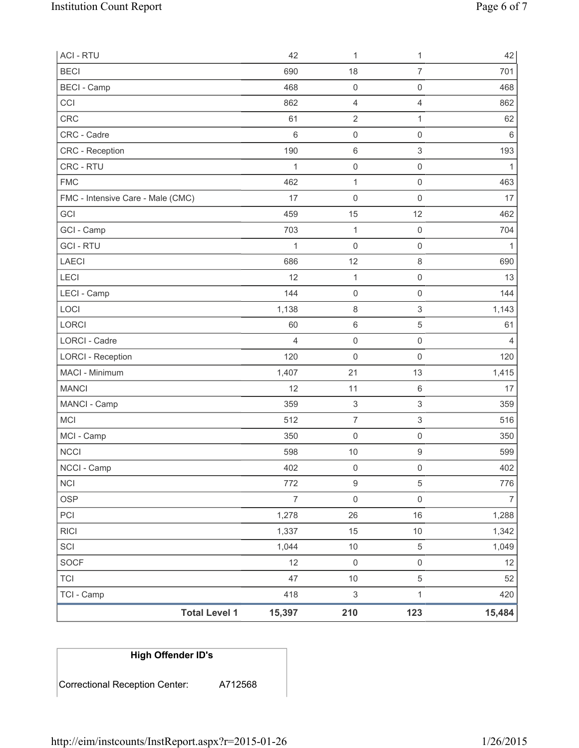| | | | | |
|---|---|---|---|---|
| ACI - RTU | 42 | 1 | 1 | 42 |
| BECI | 690 | 18 | 7 | 701 |
| BECI - Camp | 468 | 0 | 0 | 468 |
| CCI | 862 | 4 | 4 | 862 |
| CRC | 61 | 2 | 1 | 62 |
| CRC - Cadre | 6 | 0 | 0 | 6 |
| CRC - Reception | 190 | 6 | 3 | 193 |
| CRC - RTU | 1 | 0 | 0 | 1 |
| FMC | 462 | 1 | 0 | 463 |
| FMC - Intensive Care - Male (CMC) | 17 | 0 | 0 | 17 |
| GCI | 459 | 15 | 12 | 462 |
| GCI - Camp | 703 | 1 | 0 | 704 |
| GCI - RTU | 1 | 0 | 0 | 1 |
| LAECI | 686 | 12 | 8 | 690 |
| LECI | 12 | 1 | 0 | 13 |
| LECI - Camp | 144 | 0 | 0 | 144 |
| LOCI | 1,138 | 8 | 3 | 1,143 |
| LORCI | 60 | 6 | 5 | 61 |
| LORCI - Cadre | 4 | 0 | 0 | 4 |
| LORCI - Reception | 120 | 0 | 0 | 120 |
| MACI - Minimum | 1,407 | 21 | 13 | 1,415 |
| MANCI | 12 | 11 | 6 | 17 |
| MANCI - Camp | 359 | 3 | 3 | 359 |
| MCI | 512 | 7 | 3 | 516 |
| MCI - Camp | 350 | 0 | 0 | 350 |
| NCCI | 598 | 10 | 9 | 599 |
| NCCI - Camp | 402 | 0 | 0 | 402 |
| NCI | 772 | 9 | 5 | 776 |
| OSP | 7 | 0 | 0 | 7 |
| PCI | 1,278 | 26 | 16 | 1,288 |
| RICI | 1,337 | 15 | 10 | 1,342 |
| SCI | 1,044 | 10 | 5 | 1,049 |
| SOCF | 12 | 0 | 0 | 12 |
| TCI | 47 | 10 | 5 | 52 |
| TCI - Camp | 418 | 3 | 1 | 420 |
| **Total Level 1** | **15,397** | **210** | **123** | **15,484** |

| High Offender ID's | |
|---|---|
| Correctional Reception Center: | A712568 |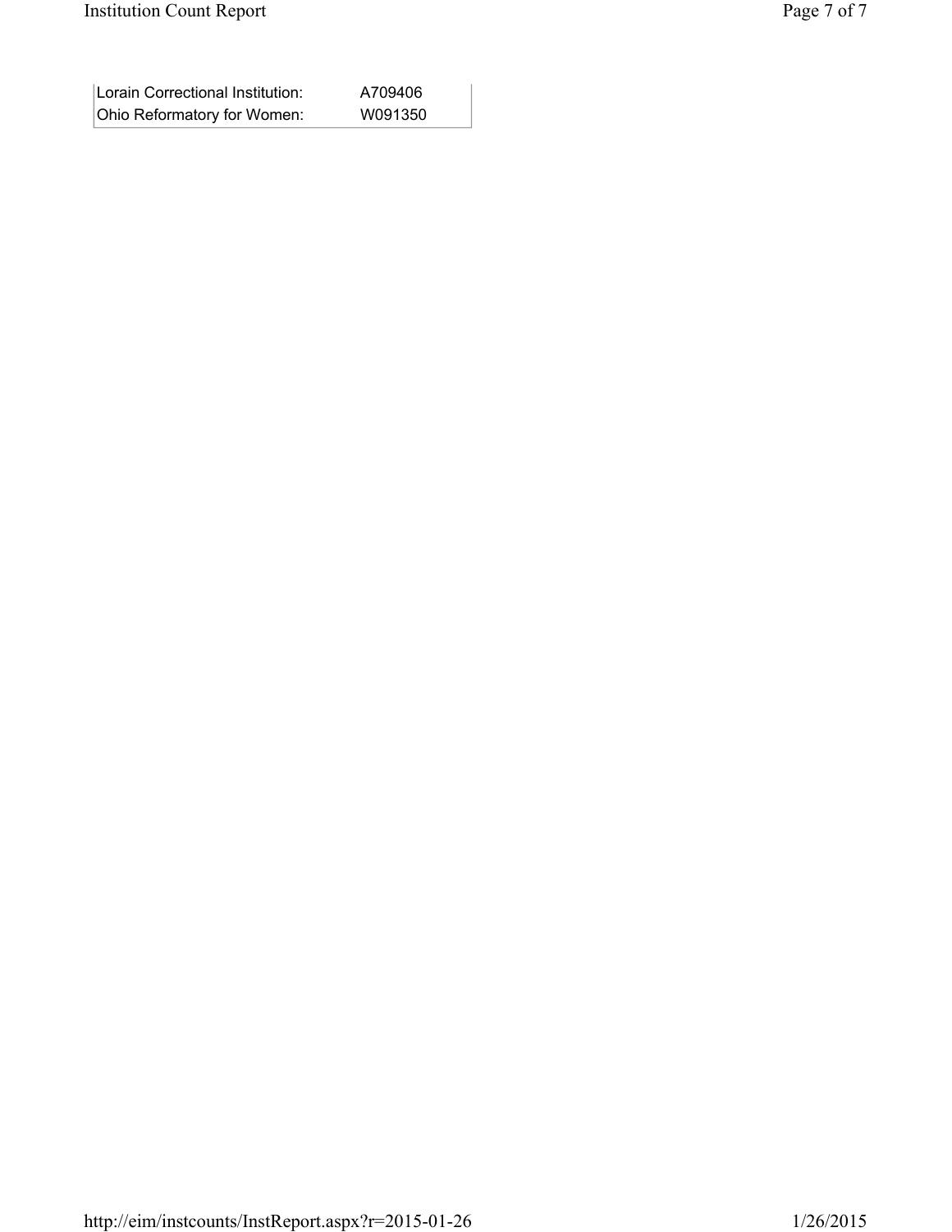| | |
|---|---|
| Lorain Correctional Institution: | A709406 |
| Ohio Reformatory for Women: | W091350 |